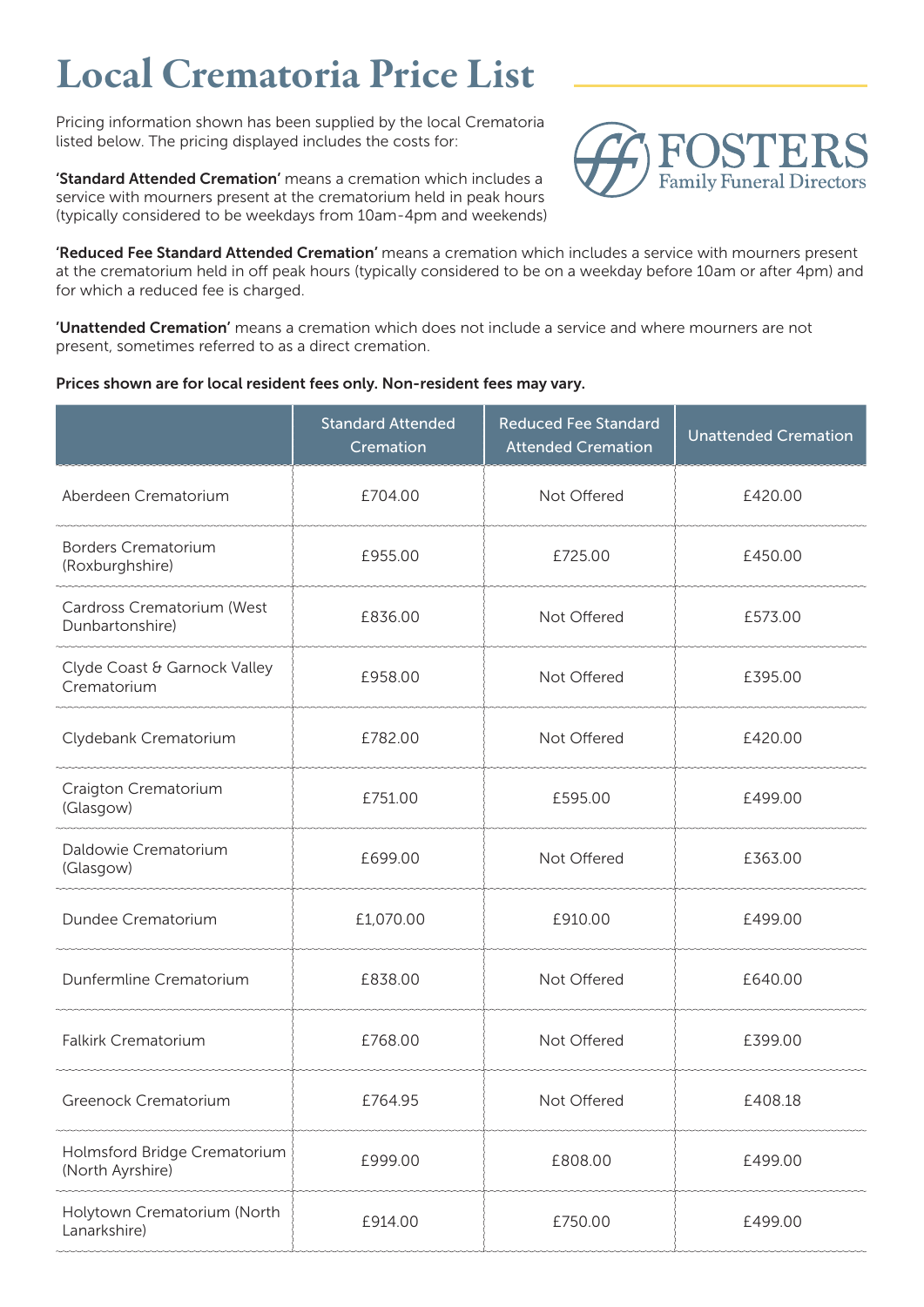# Local Crematoria Price List

Pricing information shown has been supplied by the local Crematoria listed below. The pricing displayed includes the costs for:

FOSTERS
Family Funeral Directors

**'Standard Attended Cremation'** means a cremation which includes a service with mourners present at the crematorium held in peak hours (typically considered to be weekdays from 10am-4pm and weekends)

**'Reduced Fee Standard Attended Cremation'** means a cremation which includes a service with mourners present at the crematorium held in off peak hours (typically considered to be on a weekday before 10am or after 4pm) and for which a reduced fee is charged.

**'Unattended Cremation'** means a cremation which does not include a service and where mourners are not present, sometimes referred to as a direct cremation.

**Prices shown are for local resident fees only. Non-resident fees may vary.**

| | Standard Attended Cremation | Reduced Fee Standard Attended Cremation | Unattended Cremation |
|---|---|---|---|
| Aberdeen Crematorium | £704.00 | Not Offered | £420.00 |
| Borders Crematorium (Roxburghshire) | £955.00 | £725.00 | £450.00 |
| Cardross Crematorium (West Dunbartonshire) | £836.00 | Not Offered | £573.00 |
| Clyde Coast & Garnock Valley Crematorium | £958.00 | Not Offered | £395.00 |
| Clydebank Crematorium | £782.00 | Not Offered | £420.00 |
| Craigton Crematorium (Glasgow) | £751.00 | £595.00 | £499.00 |
| Daldowie Crematorium (Glasgow) | £699.00 | Not Offered | £363.00 |
| Dundee Crematorium | £1,070.00 | £910.00 | £499.00 |
| Dunfermline Crematorium | £838.00 | Not Offered | £640.00 |
| Falkirk Crematorium | £768.00 | Not Offered | £399.00 |
| Greenock Crematorium | £764.95 | Not Offered | £408.18 |
| Holmsford Bridge Crematorium (North Ayrshire) | £999.00 | £808.00 | £499.00 |
| Holytown Crematorium (North Lanarkshire) | £914.00 | £750.00 | £499.00 |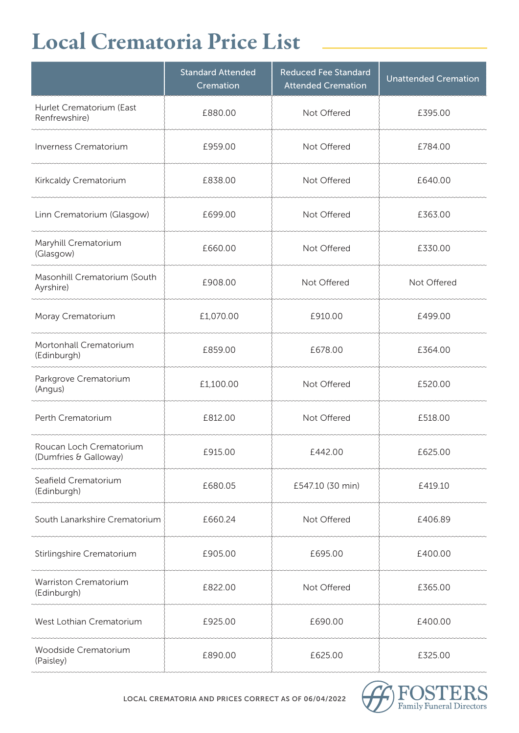# Local Crematoria Price List

| | Standard Attended Cremation | Reduced Fee Standard Attended Cremation | Unattended Cremation |
|---|---|---|---|
| Hurlet Crematorium (East Renfrewshire) | £880.00 | Not Offered | £395.00 |
| Inverness Crematorium | £959.00 | Not Offered | £784.00 |
| Kirkcaldy Crematorium | £838.00 | Not Offered | £640.00 |
| Linn Crematorium (Glasgow) | £699.00 | Not Offered | £363.00 |
| Maryhill Crematorium (Glasgow) | £660.00 | Not Offered | £330.00 |
| Masonhill Crematorium (South Ayrshire) | £908.00 | Not Offered | Not Offered |
| Moray Crematorium | £1,070.00 | £910.00 | £499.00 |
| Mortonhall Crematorium (Edinburgh) | £859.00 | £678.00 | £364.00 |
| Parkgrove Crematorium (Angus) | £1,100.00 | Not Offered | £520.00 |
| Perth Crematorium | £812.00 | Not Offered | £518.00 |
| Roucan Loch Crematorium (Dumfries & Galloway) | £915.00 | £442.00 | £625.00 |
| Seafield Crematorium (Edinburgh) | £680.05 | £547.10 (30 min) | £419.10 |
| South Lanarkshire Crematorium | £660.24 | Not Offered | £406.89 |
| Stirlingshire Crematorium | £905.00 | £695.00 | £400.00 |
| Warriston Crematorium (Edinburgh) | £822.00 | Not Offered | £365.00 |
| West Lothian Crematorium | £925.00 | £690.00 | £400.00 |
| Woodside Crematorium (Paisley) | £890.00 | £625.00 | £325.00 |

LOCAL CREMATORIA AND PRICES CORRECT AS OF 06/04/2022

FOSTERS Family Funeral Directors